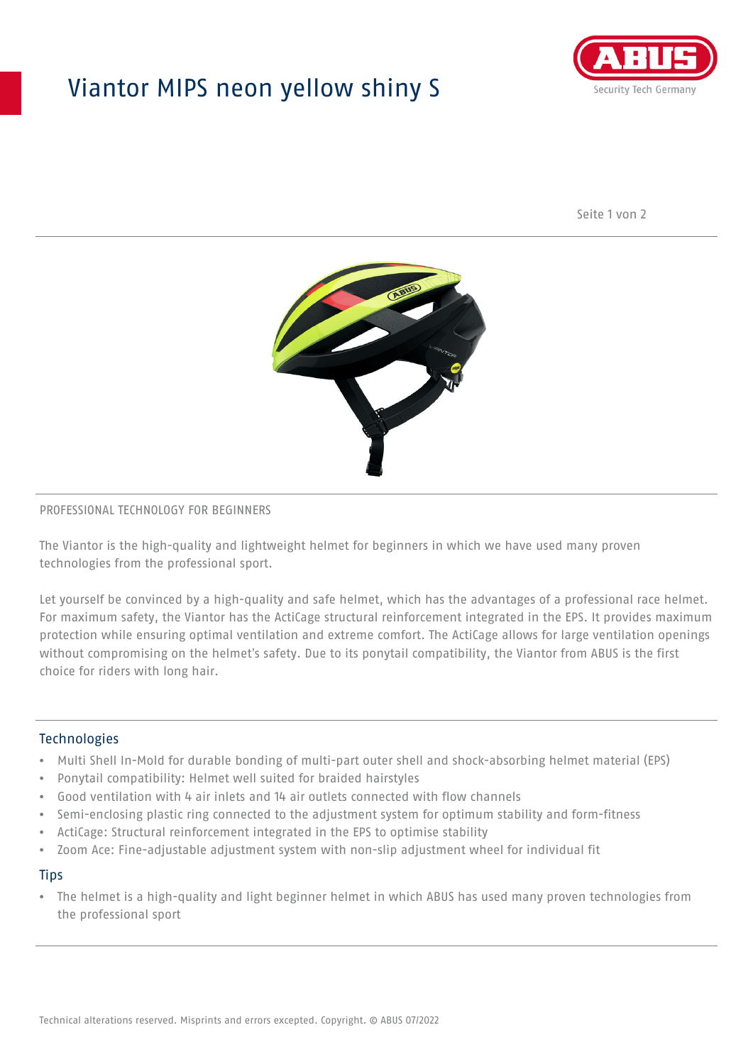# Viantor MIPS neon yellow shiny S

PROFESSIONAL TECHNOLOGY FOR BEGINNERS

The Viantor is the high-quality and lightweight helmet for beginners in which we have used many proven technologies from the professional sport.

Let yourself be convinced by a high-quality and safe helmet, which has the advantages of a professional race helmet. For maximum safety, the Viantor has the ActiCage structural reinforcement integrated in the EPS. It provides maximum protection while ensuring optimal ventilation and extreme comfort. The ActiCage allows for large ventilation openings without compromising on the helmet's safety. Due to its ponytail compatibility, the Viantor from ABUS is the first choice for riders with long hair.

## Technologies

- Multi Shell In-Mold for durable bonding of multi-part outer shell and shock-absorbing helmet material (EPS)
- Ponytail compatibility: Helmet well suited for braided hairstyles
- Good ventilation with 4 air inlets and 14 air outlets connected with flow channels
- Semi-enclosing plastic ring connected to the adjustment system for optimum stability and form-fitness
- ActiCage: Structural reinforcement integrated in the EPS to optimise stability
- Zoom Ace: Fine-adjustable adjustment system with non-slip adjustment wheel for individual fit

## Tips

- The helmet is a high-quality and light beginner helmet in which ABUS has used many proven technologies from the professional sport

Technical alterations reserved. Misprints and errors excepted. Copyright. © ABUS 07/2022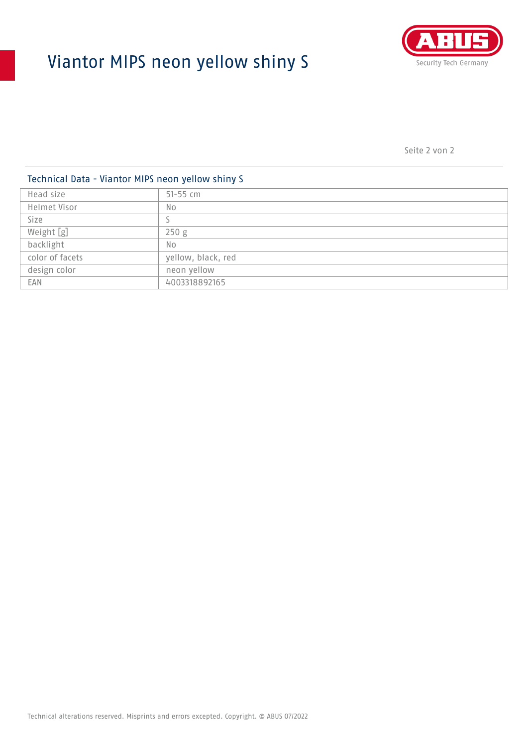# Viantor MIPS neon yellow shiny S

## Technical Data - Viantor MIPS neon yellow shiny S

| | |
|---|---|
| Head size | 51-55 cm |
| Helmet Visor | No |
| Size | S |
| Weight [g] | 250 g |
| backlight | No |
| color of facets | yellow, black, red |
| design color | neon yellow |
| EAN | 4003318892165 |

Technical alterations reserved. Misprints and errors excepted. Copyright. © ABUS 07/2022